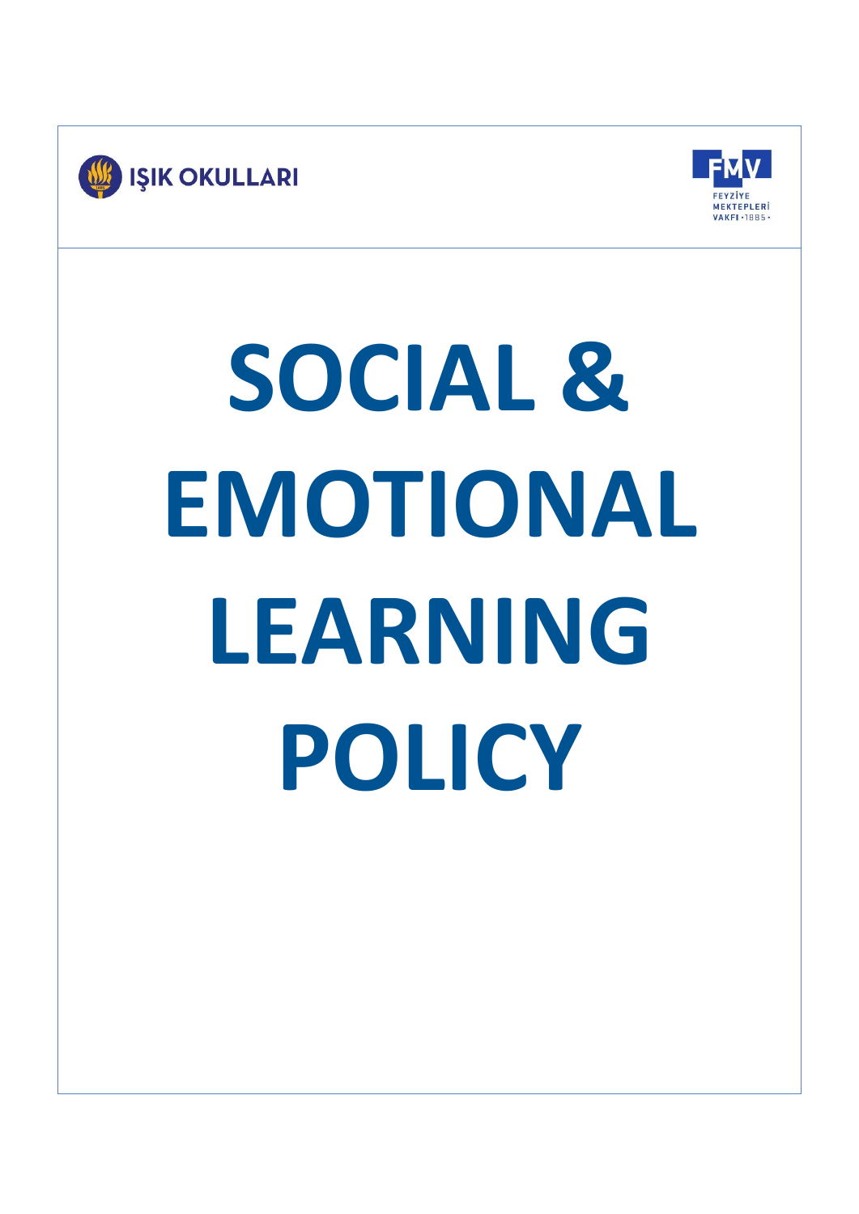IŞIK OKULLARI

FMV
FEYZİYE MEKTEPLERİ VAKFI • 1885 •

# SOCIAL & EMOTIONAL LEARNING POLICY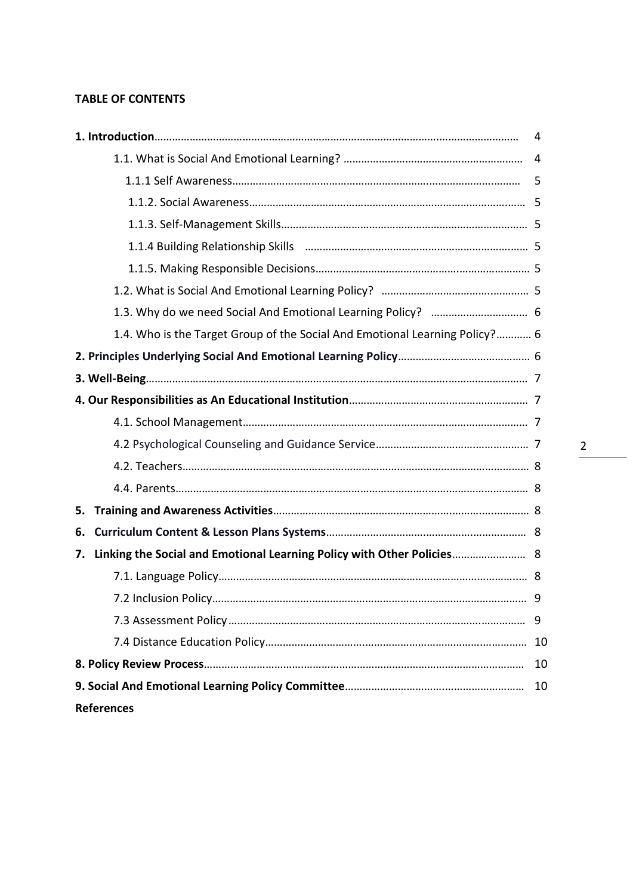**TABLE OF CONTENTS**

| | |
|---|---|
| **1. Introduction** | 4 |
| 1.1. What is Social And Emotional Learning? | 4 |
| 1.1.1 Self Awareness | 5 |
| 1.1.2. Social Awareness | 5 |
| 1.1.3. Self-Management Skills | 5 |
| 1.1.4 Building Relationship Skills | 5 |
| 1.1.5. Making Responsible Decisions | 5 |
| 1.2. What is Social And Emotional Learning Policy? | 5 |
| 1.3. Why do we need Social And Emotional Learning Policy? | 6 |
| 1.4. Who is the Target Group of the Social And Emotional Learning Policy? | 6 |
| **2. Principles Underlying Social And Emotional Learning Policy** | 6 |
| **3. Well-Being** | 7 |
| **4. Our Responsibilities as An Educational Institution** | 7 |
| 4.1. School Management | 7 |
| 4.2 Psychological Counseling and Guidance Service | 7 |
| 4.2. Teachers | 8 |
| 4.4. Parents | 8 |
| **5. Training and Awareness Activities** | 8 |
| **6. Curriculum Content & Lesson Plans Systems** | 8 |
| **7. Linking the Social and Emotional Learning Policy with Other Policies** | 8 |
| 7.1. Language Policy | 8 |
| 7.2 Inclusion Policy | 9 |
| 7.3 Assessment Policy | 9 |
| 7.4 Distance Education Policy | 10 |
| **8. Policy Review Process** | 10 |
| **9. Social And Emotional Learning Policy Committee** | 10 |
| **References** | |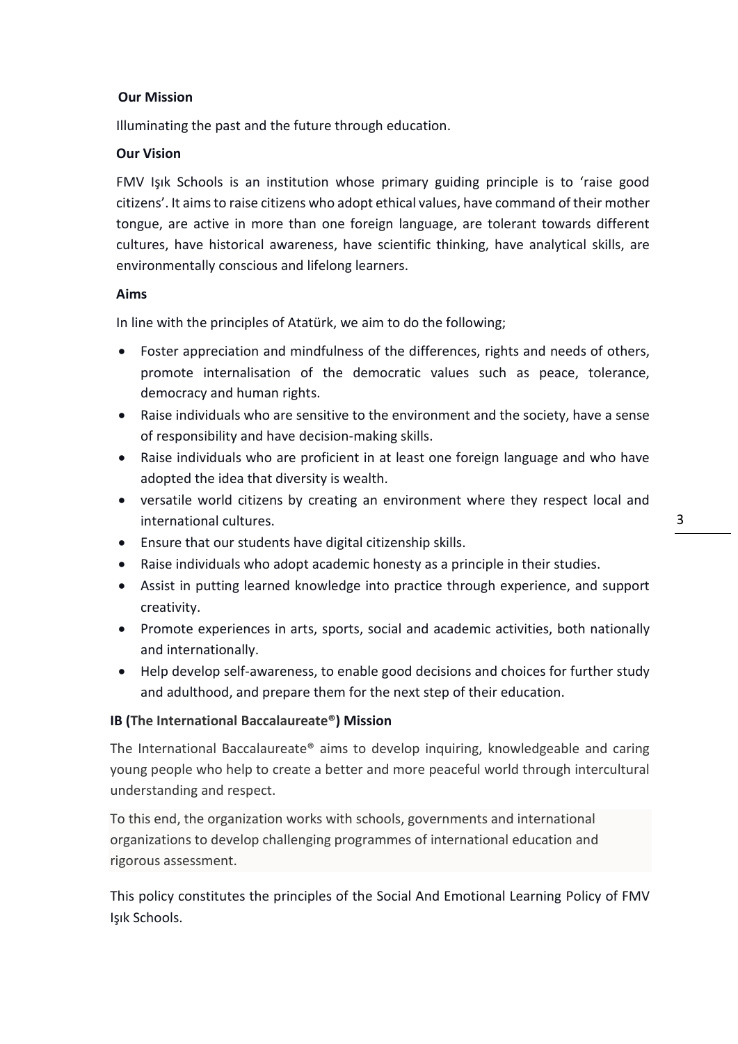**Our Mission**

Illuminating the past and the future through education.

**Our Vision**

FMV Işık Schools is an institution whose primary guiding principle is to 'raise good citizens'. It aims to raise citizens who adopt ethical values, have command of their mother tongue, are active in more than one foreign language, are tolerant towards different cultures, have historical awareness, have scientific thinking, have analytical skills, are environmentally conscious and lifelong learners.

**Aims**

In line with the principles of Atatürk, we aim to do the following;

- Foster appreciation and mindfulness of the differences, rights and needs of others, promote internalisation of the democratic values such as peace, tolerance, democracy and human rights.
- Raise individuals who are sensitive to the environment and the society, have a sense of responsibility and have decision-making skills.
- Raise individuals who are proficient in at least one foreign language and who have adopted the idea that diversity is wealth.
- versatile world citizens by creating an environment where they respect local and international cultures.
- Ensure that our students have digital citizenship skills.
- Raise individuals who adopt academic honesty as a principle in their studies.
- Assist in putting learned knowledge into practice through experience, and support creativity.
- Promote experiences in arts, sports, social and academic activities, both nationally and internationally.
- Help develop self-awareness, to enable good decisions and choices for further study and adulthood, and prepare them for the next step of their education.

**IB (The International Baccalaureate®) Mission**

The International Baccalaureate® aims to develop inquiring, knowledgeable and caring young people who help to create a better and more peaceful world through intercultural understanding and respect.

To this end, the organization works with schools, governments and international organizations to develop challenging programmes of international education and rigorous assessment.

This policy constitutes the principles of the Social And Emotional Learning Policy of FMV Işık Schools.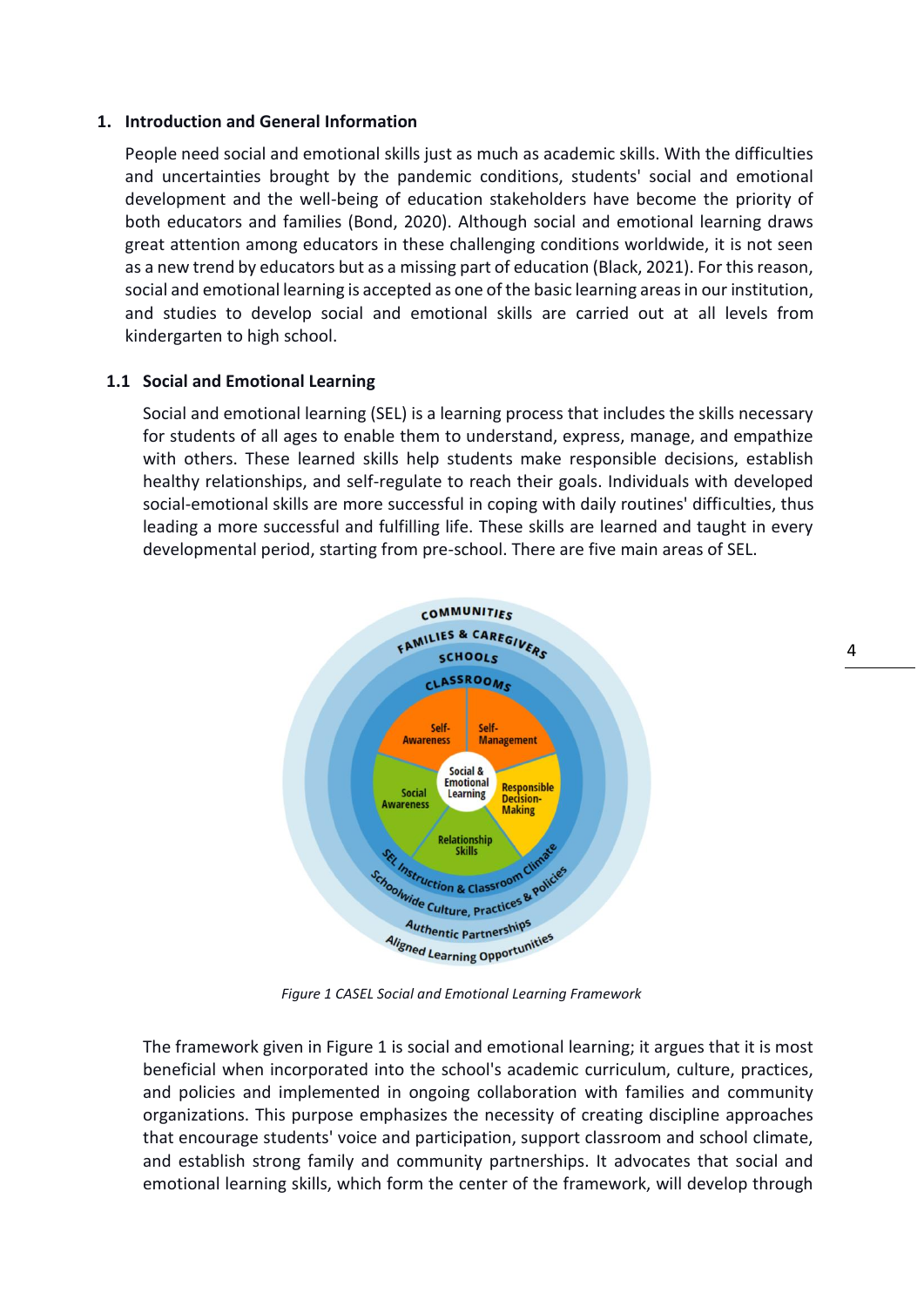## 1. Introduction and General Information

People need social and emotional skills just as much as academic skills. With the difficulties and uncertainties brought by the pandemic conditions, students' social and emotional development and the well-being of education stakeholders have become the priority of both educators and families (Bond, 2020). Although social and emotional learning draws great attention among educators in these challenging conditions worldwide, it is not seen as a new trend by educators but as a missing part of education (Black, 2021). For this reason, social and emotional learning is accepted as one of the basic learning areas in our institution, and studies to develop social and emotional skills are carried out at all levels from kindergarten to high school.

### 1.1 Social and Emotional Learning

Social and emotional learning (SEL) is a learning process that includes the skills necessary for students of all ages to enable them to understand, express, manage, and empathize with others. These learned skills help students make responsible decisions, establish healthy relationships, and self-regulate to reach their goals. Individuals with developed social-emotional skills are more successful in coping with daily routines' difficulties, thus leading a more successful and fulfilling life. These skills are learned and taught in every developmental period, starting from pre-school. There are five main areas of SEL.

*Figure 1 CASEL Social and Emotional Learning Framework*

The framework given in Figure 1 is social and emotional learning; it argues that it is most beneficial when incorporated into the school's academic curriculum, culture, practices, and policies and implemented in ongoing collaboration with families and community organizations. This purpose emphasizes the necessity of creating discipline approaches that encourage students' voice and participation, support classroom and school climate, and establish strong family and community partnerships. It advocates that social and emotional learning skills, which form the center of the framework, will develop through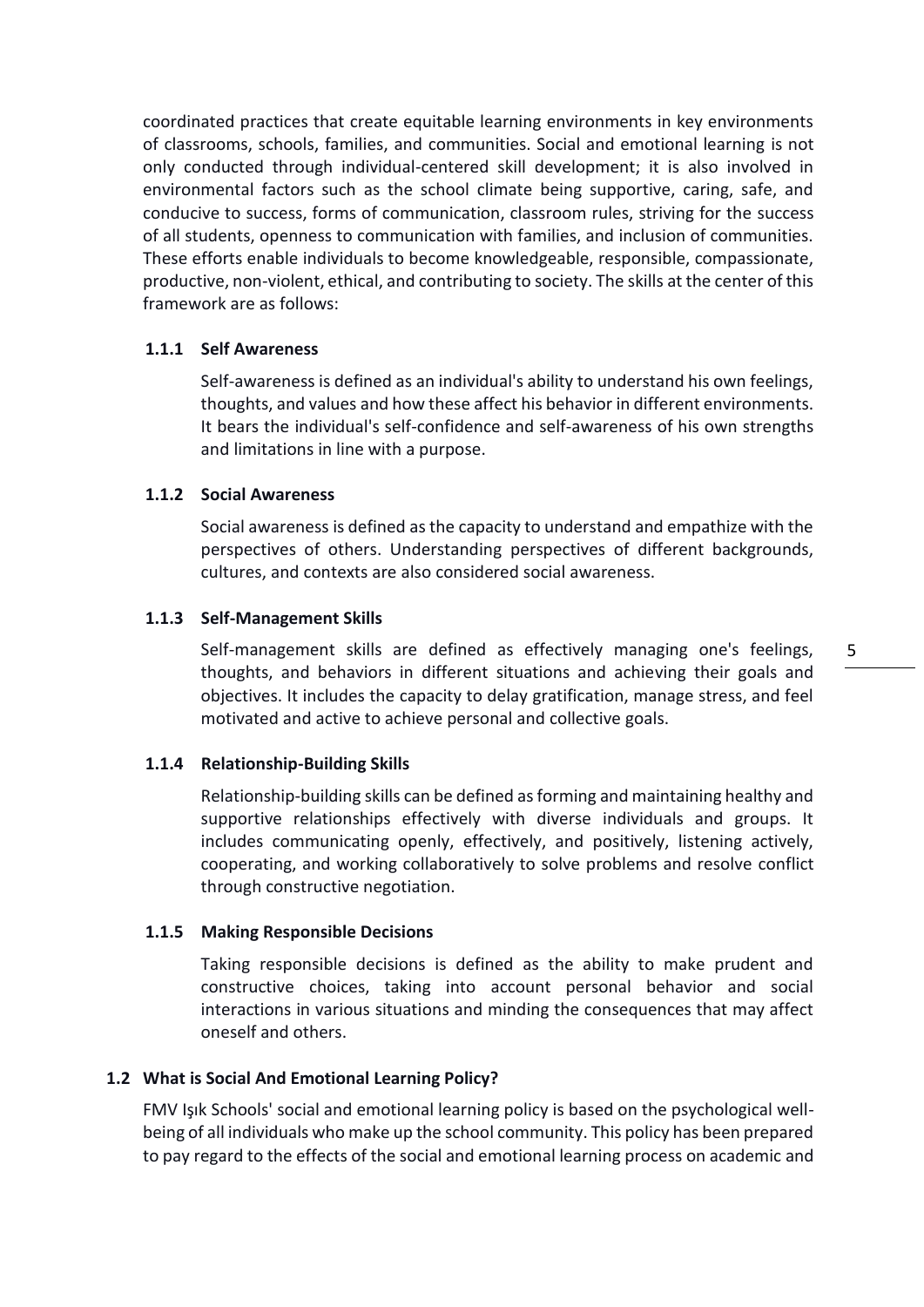coordinated practices that create equitable learning environments in key environments of classrooms, schools, families, and communities. Social and emotional learning is not only conducted through individual-centered skill development; it is also involved in environmental factors such as the school climate being supportive, caring, safe, and conducive to success, forms of communication, classroom rules, striving for the success of all students, openness to communication with families, and inclusion of communities. These efforts enable individuals to become knowledgeable, responsible, compassionate, productive, non-violent, ethical, and contributing to society. The skills at the center of this framework are as follows:

#### 1.1.1 Self Awareness

Self-awareness is defined as an individual's ability to understand his own feelings, thoughts, and values and how these affect his behavior in different environments. It bears the individual's self-confidence and self-awareness of his own strengths and limitations in line with a purpose.

#### 1.1.2 Social Awareness

Social awareness is defined as the capacity to understand and empathize with the perspectives of others. Understanding perspectives of different backgrounds, cultures, and contexts are also considered social awareness.

#### 1.1.3 Self-Management Skills

Self-management skills are defined as effectively managing one's feelings, thoughts, and behaviors in different situations and achieving their goals and objectives. It includes the capacity to delay gratification, manage stress, and feel motivated and active to achieve personal and collective goals.

#### 1.1.4 Relationship-Building Skills

Relationship-building skills can be defined as forming and maintaining healthy and supportive relationships effectively with diverse individuals and groups. It includes communicating openly, effectively, and positively, listening actively, cooperating, and working collaboratively to solve problems and resolve conflict through constructive negotiation.

#### 1.1.5 Making Responsible Decisions

Taking responsible decisions is defined as the ability to make prudent and constructive choices, taking into account personal behavior and social interactions in various situations and minding the consequences that may affect oneself and others.

### 1.2 What is Social And Emotional Learning Policy?

FMV Işık Schools' social and emotional learning policy is based on the psychological well-being of all individuals who make up the school community. This policy has been prepared to pay regard to the effects of the social and emotional learning process on academic and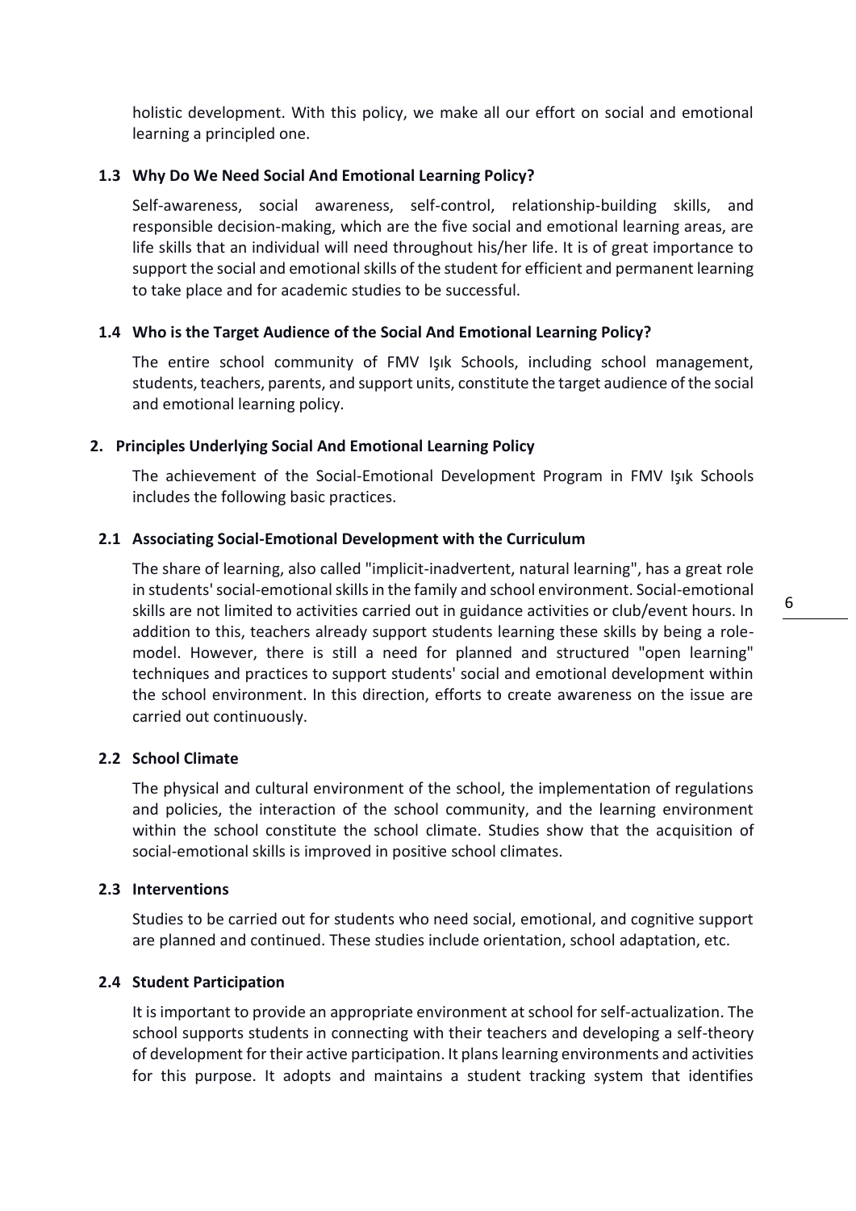holistic development. With this policy, we make all our effort on social and emotional learning a principled one.

### 1.3 Why Do We Need Social And Emotional Learning Policy?

Self-awareness, social awareness, self-control, relationship-building skills, and responsible decision-making, which are the five social and emotional learning areas, are life skills that an individual will need throughout his/her life. It is of great importance to support the social and emotional skills of the student for efficient and permanent learning to take place and for academic studies to be successful.

### 1.4 Who is the Target Audience of the Social And Emotional Learning Policy?

The entire school community of FMV Işık Schools, including school management, students, teachers, parents, and support units, constitute the target audience of the social and emotional learning policy.

## 2. Principles Underlying Social And Emotional Learning Policy

The achievement of the Social-Emotional Development Program in FMV Işık Schools includes the following basic practices.

### 2.1 Associating Social-Emotional Development with the Curriculum

The share of learning, also called "implicit-inadvertent, natural learning", has a great role in students' social-emotional skills in the family and school environment. Social-emotional skills are not limited to activities carried out in guidance activities or club/event hours. In addition to this, teachers already support students learning these skills by being a role-model. However, there is still a need for planned and structured "open learning" techniques and practices to support students' social and emotional development within the school environment. In this direction, efforts to create awareness on the issue are carried out continuously.

### 2.2 School Climate

The physical and cultural environment of the school, the implementation of regulations and policies, the interaction of the school community, and the learning environment within the school constitute the school climate. Studies show that the acquisition of social-emotional skills is improved in positive school climates.

### 2.3 Interventions

Studies to be carried out for students who need social, emotional, and cognitive support are planned and continued. These studies include orientation, school adaptation, etc.

### 2.4 Student Participation

It is important to provide an appropriate environment at school for self-actualization. The school supports students in connecting with their teachers and developing a self-theory of development for their active participation. It plans learning environments and activities for this purpose. It adopts and maintains a student tracking system that identifies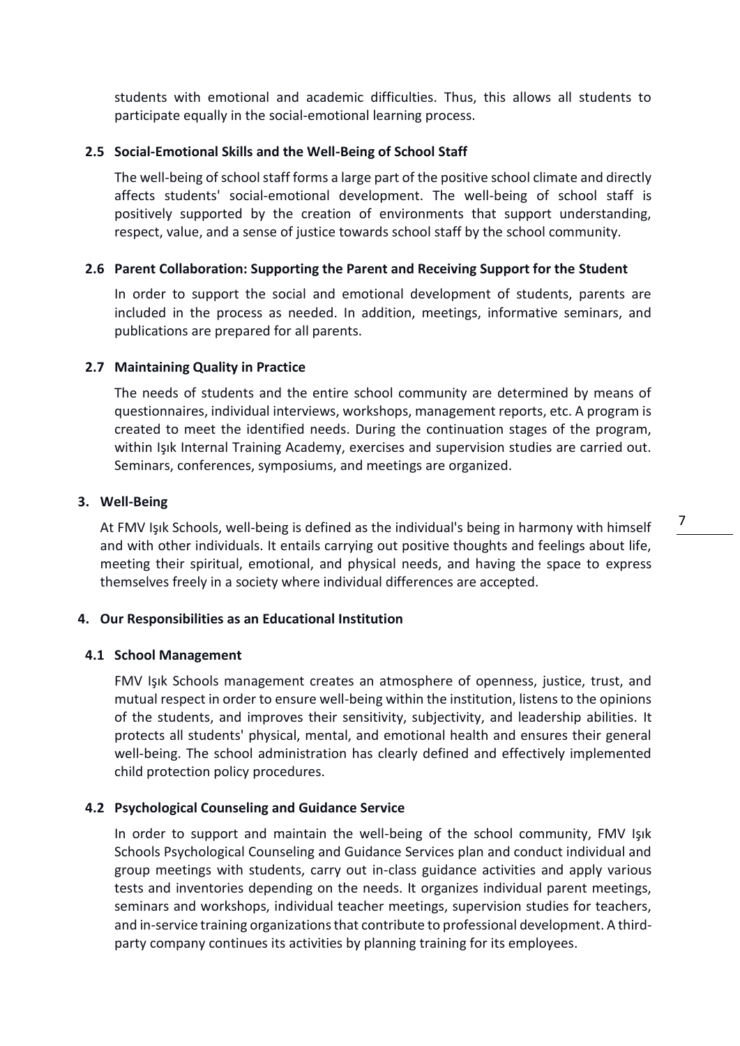students with emotional and academic difficulties. Thus, this allows all students to participate equally in the social-emotional learning process.

### 2.5 Social-Emotional Skills and the Well-Being of School Staff

The well-being of school staff forms a large part of the positive school climate and directly affects students' social-emotional development. The well-being of school staff is positively supported by the creation of environments that support understanding, respect, value, and a sense of justice towards school staff by the school community.

### 2.6 Parent Collaboration: Supporting the Parent and Receiving Support for the Student

In order to support the social and emotional development of students, parents are included in the process as needed. In addition, meetings, informative seminars, and publications are prepared for all parents.

### 2.7 Maintaining Quality in Practice

The needs of students and the entire school community are determined by means of questionnaires, individual interviews, workshops, management reports, etc. A program is created to meet the identified needs. During the continuation stages of the program, within Işık Internal Training Academy, exercises and supervision studies are carried out. Seminars, conferences, symposiums, and meetings are organized.

## 3. Well-Being

At FMV Işık Schools, well-being is defined as the individual's being in harmony with himself and with other individuals. It entails carrying out positive thoughts and feelings about life, meeting their spiritual, emotional, and physical needs, and having the space to express themselves freely in a society where individual differences are accepted.

## 4. Our Responsibilities as an Educational Institution

### 4.1 School Management

FMV Işık Schools management creates an atmosphere of openness, justice, trust, and mutual respect in order to ensure well-being within the institution, listens to the opinions of the students, and improves their sensitivity, subjectivity, and leadership abilities. It protects all students' physical, mental, and emotional health and ensures their general well-being. The school administration has clearly defined and effectively implemented child protection policy procedures.

### 4.2 Psychological Counseling and Guidance Service

In order to support and maintain the well-being of the school community, FMV Işık Schools Psychological Counseling and Guidance Services plan and conduct individual and group meetings with students, carry out in-class guidance activities and apply various tests and inventories depending on the needs. It organizes individual parent meetings, seminars and workshops, individual teacher meetings, supervision studies for teachers, and in-service training organizations that contribute to professional development. A third-party company continues its activities by planning training for its employees.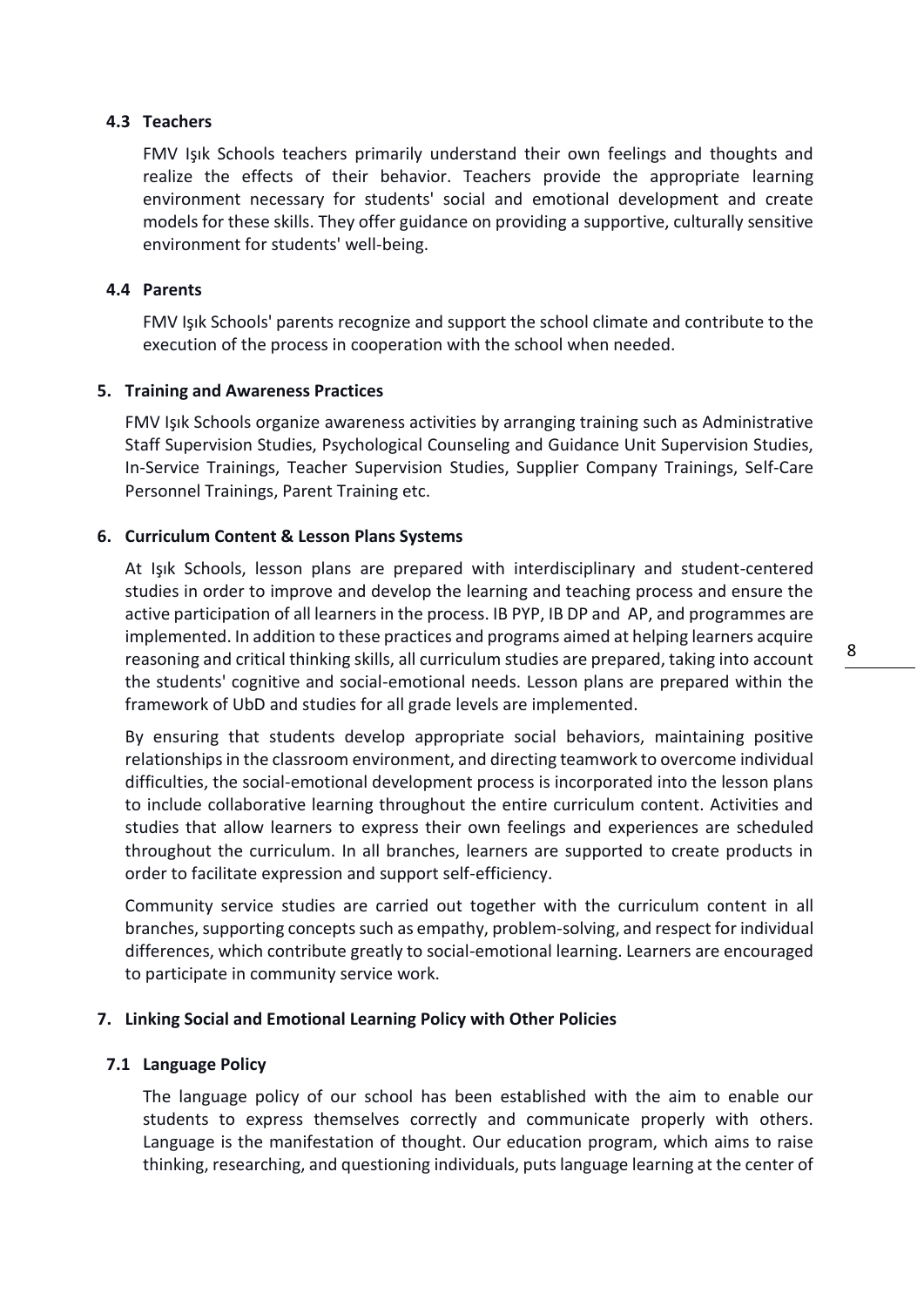### 4.3 Teachers

FMV Işık Schools teachers primarily understand their own feelings and thoughts and realize the effects of their behavior. Teachers provide the appropriate learning environment necessary for students' social and emotional development and create models for these skills. They offer guidance on providing a supportive, culturally sensitive environment for students' well-being.

### 4.4 Parents

FMV Işık Schools' parents recognize and support the school climate and contribute to the execution of the process in cooperation with the school when needed.

## 5. Training and Awareness Practices

FMV Işık Schools organize awareness activities by arranging training such as Administrative Staff Supervision Studies, Psychological Counseling and Guidance Unit Supervision Studies, In-Service Trainings, Teacher Supervision Studies, Supplier Company Trainings, Self-Care Personnel Trainings, Parent Training etc.

## 6. Curriculum Content & Lesson Plans Systems

At Işık Schools, lesson plans are prepared with interdisciplinary and student-centered studies in order to improve and develop the learning and teaching process and ensure the active participation of all learners in the process. IB PYP, IB DP and AP, and programmes are implemented. In addition to these practices and programs aimed at helping learners acquire reasoning and critical thinking skills, all curriculum studies are prepared, taking into account the students' cognitive and social-emotional needs. Lesson plans are prepared within the framework of UbD and studies for all grade levels are implemented.

By ensuring that students develop appropriate social behaviors, maintaining positive relationships in the classroom environment, and directing teamwork to overcome individual difficulties, the social-emotional development process is incorporated into the lesson plans to include collaborative learning throughout the entire curriculum content. Activities and studies that allow learners to express their own feelings and experiences are scheduled throughout the curriculum. In all branches, learners are supported to create products in order to facilitate expression and support self-efficiency.

Community service studies are carried out together with the curriculum content in all branches, supporting concepts such as empathy, problem-solving, and respect for individual differences, which contribute greatly to social-emotional learning. Learners are encouraged to participate in community service work.

## 7. Linking Social and Emotional Learning Policy with Other Policies

### 7.1 Language Policy

The language policy of our school has been established with the aim to enable our students to express themselves correctly and communicate properly with others. Language is the manifestation of thought. Our education program, which aims to raise thinking, researching, and questioning individuals, puts language learning at the center of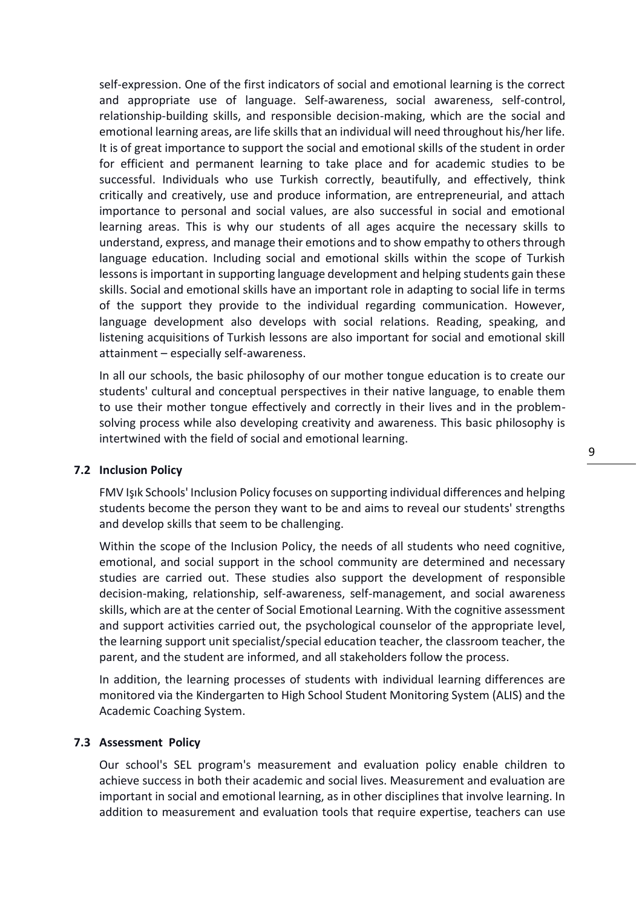self-expression. One of the first indicators of social and emotional learning is the correct and appropriate use of language. Self-awareness, social awareness, self-control, relationship-building skills, and responsible decision-making, which are the social and emotional learning areas, are life skills that an individual will need throughout his/her life. It is of great importance to support the social and emotional skills of the student in order for efficient and permanent learning to take place and for academic studies to be successful. Individuals who use Turkish correctly, beautifully, and effectively, think critically and creatively, use and produce information, are entrepreneurial, and attach importance to personal and social values, are also successful in social and emotional learning areas. This is why our students of all ages acquire the necessary skills to understand, express, and manage their emotions and to show empathy to others through language education. Including social and emotional skills within the scope of Turkish lessons is important in supporting language development and helping students gain these skills. Social and emotional skills have an important role in adapting to social life in terms of the support they provide to the individual regarding communication. However, language development also develops with social relations. Reading, speaking, and listening acquisitions of Turkish lessons are also important for social and emotional skill attainment – especially self-awareness.

In all our schools, the basic philosophy of our mother tongue education is to create our students' cultural and conceptual perspectives in their native language, to enable them to use their mother tongue effectively and correctly in their lives and in the problem-solving process while also developing creativity and awareness. This basic philosophy is intertwined with the field of social and emotional learning.

### 7.2 Inclusion Policy

FMV Işık Schools' Inclusion Policy focuses on supporting individual differences and helping students become the person they want to be and aims to reveal our students' strengths and develop skills that seem to be challenging.

Within the scope of the Inclusion Policy, the needs of all students who need cognitive, emotional, and social support in the school community are determined and necessary studies are carried out. These studies also support the development of responsible decision-making, relationship, self-awareness, self-management, and social awareness skills, which are at the center of Social Emotional Learning. With the cognitive assessment and support activities carried out, the psychological counselor of the appropriate level, the learning support unit specialist/special education teacher, the classroom teacher, the parent, and the student are informed, and all stakeholders follow the process.

In addition, the learning processes of students with individual learning differences are monitored via the Kindergarten to High School Student Monitoring System (ALIS) and the Academic Coaching System.

### 7.3 Assessment Policy

Our school's SEL program's measurement and evaluation policy enable children to achieve success in both their academic and social lives. Measurement and evaluation are important in social and emotional learning, as in other disciplines that involve learning. In addition to measurement and evaluation tools that require expertise, teachers can use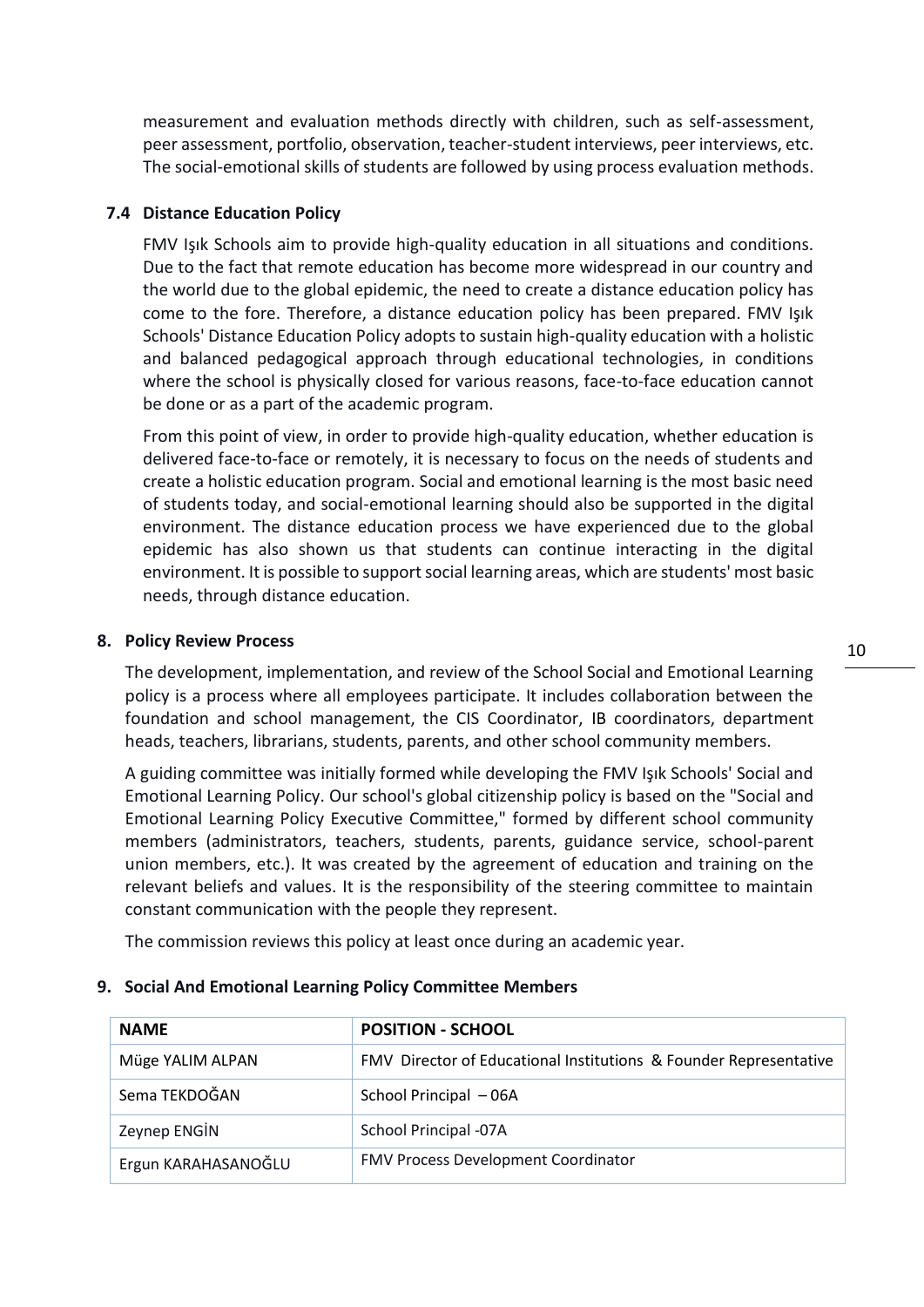measurement and evaluation methods directly with children, such as self-assessment, peer assessment, portfolio, observation, teacher-student interviews, peer interviews, etc. The social-emotional skills of students are followed by using process evaluation methods.

### 7.4 Distance Education Policy

FMV Işık Schools aim to provide high-quality education in all situations and conditions. Due to the fact that remote education has become more widespread in our country and the world due to the global epidemic, the need to create a distance education policy has come to the fore. Therefore, a distance education policy has been prepared. FMV Işık Schools' Distance Education Policy adopts to sustain high-quality education with a holistic and balanced pedagogical approach through educational technologies, in conditions where the school is physically closed for various reasons, face-to-face education cannot be done or as a part of the academic program.

From this point of view, in order to provide high-quality education, whether education is delivered face-to-face or remotely, it is necessary to focus on the needs of students and create a holistic education program. Social and emotional learning is the most basic need of students today, and social-emotional learning should also be supported in the digital environment. The distance education process we have experienced due to the global epidemic has also shown us that students can continue interacting in the digital environment. It is possible to support social learning areas, which are students' most basic needs, through distance education.

## 8. Policy Review Process

The development, implementation, and review of the School Social and Emotional Learning policy is a process where all employees participate. It includes collaboration between the foundation and school management, the CIS Coordinator, IB coordinators, department heads, teachers, librarians, students, parents, and other school community members.

A guiding committee was initially formed while developing the FMV Işık Schools' Social and Emotional Learning Policy. Our school's global citizenship policy is based on the "Social and Emotional Learning Policy Executive Committee," formed by different school community members (administrators, teachers, students, parents, guidance service, school-parent union members, etc.). It was created by the agreement of education and training on the relevant beliefs and values. It is the responsibility of the steering committee to maintain constant communication with the people they represent.

The commission reviews this policy at least once during an academic year.

## 9. Social And Emotional Learning Policy Committee Members

| NAME | POSITION - SCHOOL |
|---|---|
| Müge YALIM ALPAN | FMV Director of Educational Institutions & Founder Representative |
| Sema TEKDOĞAN | School Principal – 06A |
| Zeynep ENGİN | School Principal -07A |
| Ergun KARAHASANOĞLU | FMV Process Development Coordinator |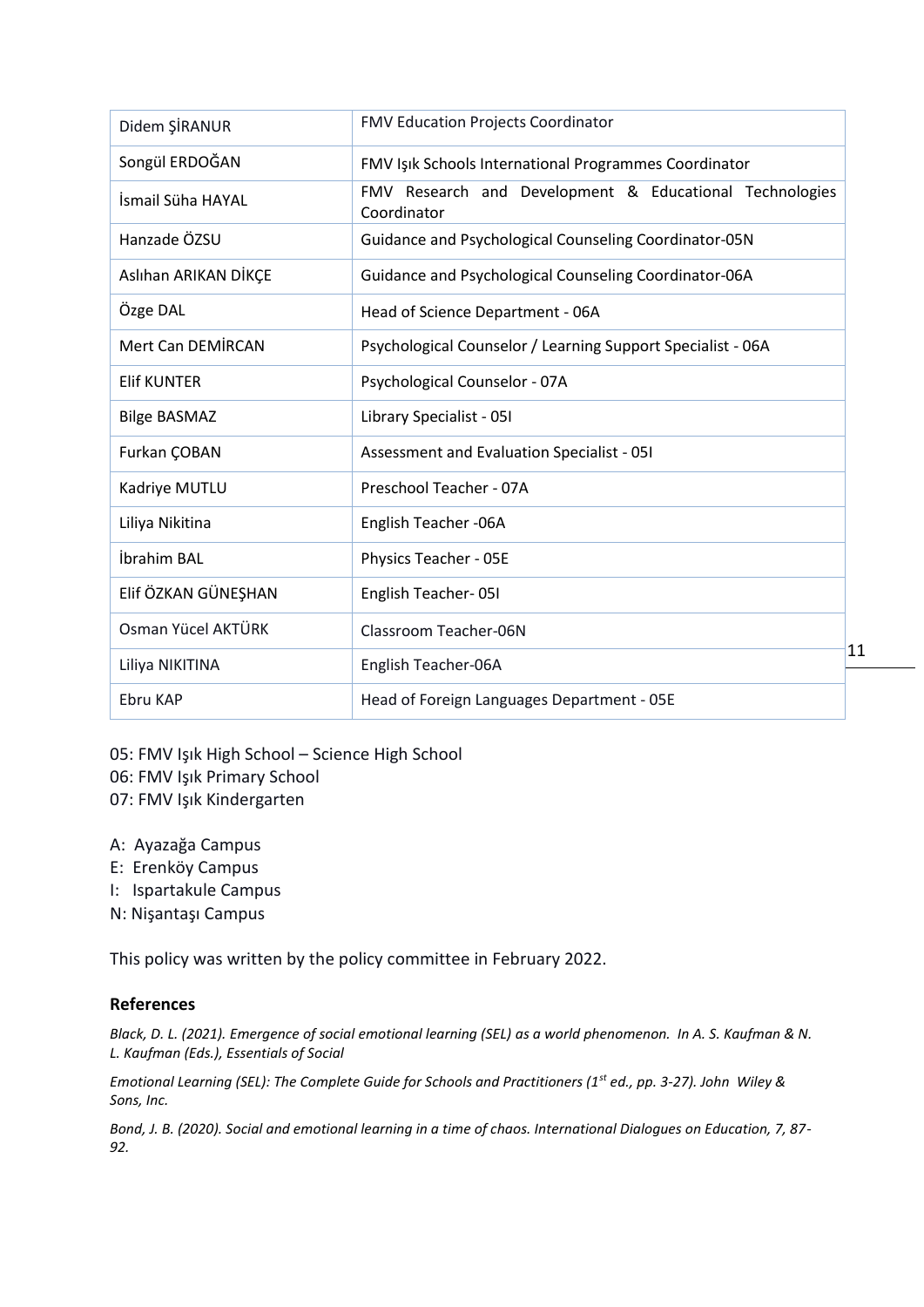| | |
|---|---|
| Didem ŞİRANUR | FMV Education Projects Coordinator |
| Songül ERDOĞAN | FMV Işık Schools International Programmes Coordinator |
| İsmail Süha HAYAL | FMV Research and Development & Educational Technologies Coordinator |
| Hanzade ÖZSU | Guidance and Psychological Counseling Coordinator-05N |
| Aslıhan ARIKAN DİKÇE | Guidance and Psychological Counseling Coordinator-06A |
| Özge DAL | Head of Science Department - 06A |
| Mert Can DEMİRCAN | Psychological Counselor / Learning Support Specialist - 06A |
| Elif KUNTER | Psychological Counselor - 07A |
| Bilge BASMAZ | Library Specialist - 05I |
| Furkan ÇOBAN | Assessment and Evaluation Specialist - 05I |
| Kadriye MUTLU | Preschool Teacher - 07A |
| Liliya Nikitina | English Teacher -06A |
| İbrahim BAL | Physics Teacher - 05E |
| Elif ÖZKAN GÜNEŞHAN | English Teacher- 05I |
| Osman Yücel AKTÜRK | Classroom Teacher-06N |
| Liliya NIKITINA | English Teacher-06A |
| Ebru KAP | Head of Foreign Languages Department - 05E |

05: FMV Işık High School – Science High School
06: FMV Işık Primary School
07: FMV Işık Kindergarten

A: Ayazağa Campus
E: Erenköy Campus
I: Ispartakule Campus
N: Nişantaşı Campus

This policy was written by the policy committee in February 2022.

### References

*Black, D. L. (2021). Emergence of social emotional learning (SEL) as a world phenomenon. In A. S. Kaufman & N. L. Kaufman (Eds.), Essentials of Social*

*Emotional Learning (SEL): The Complete Guide for Schools and Practitioners (1st ed., pp. 3-27). John Wiley & Sons, Inc.*

*Bond, J. B. (2020). Social and emotional learning in a time of chaos. International Dialogues on Education, 7, 87-92.*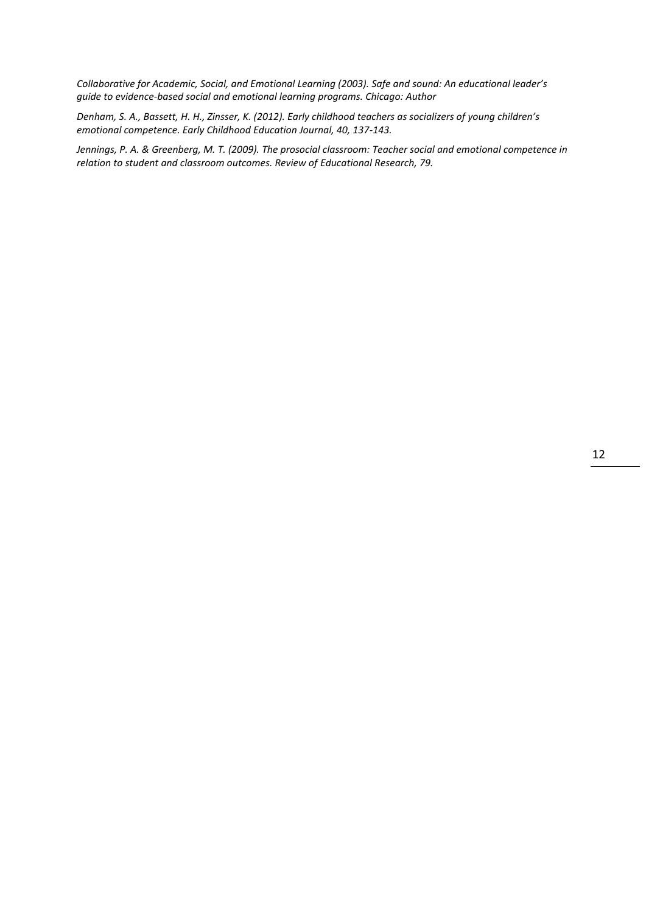*Collaborative for Academic, Social, and Emotional Learning (2003). Safe and sound: An educational leader's guide to evidence-based social and emotional learning programs. Chicago: Author*

*Denham, S. A., Bassett, H. H., Zinsser, K. (2012). Early childhood teachers as socializers of young children's emotional competence. Early Childhood Education Journal, 40, 137-143.*

*Jennings, P. A. & Greenberg, M. T. (2009). The prosocial classroom: Teacher social and emotional competence in relation to student and classroom outcomes. Review of Educational Research, 79.*